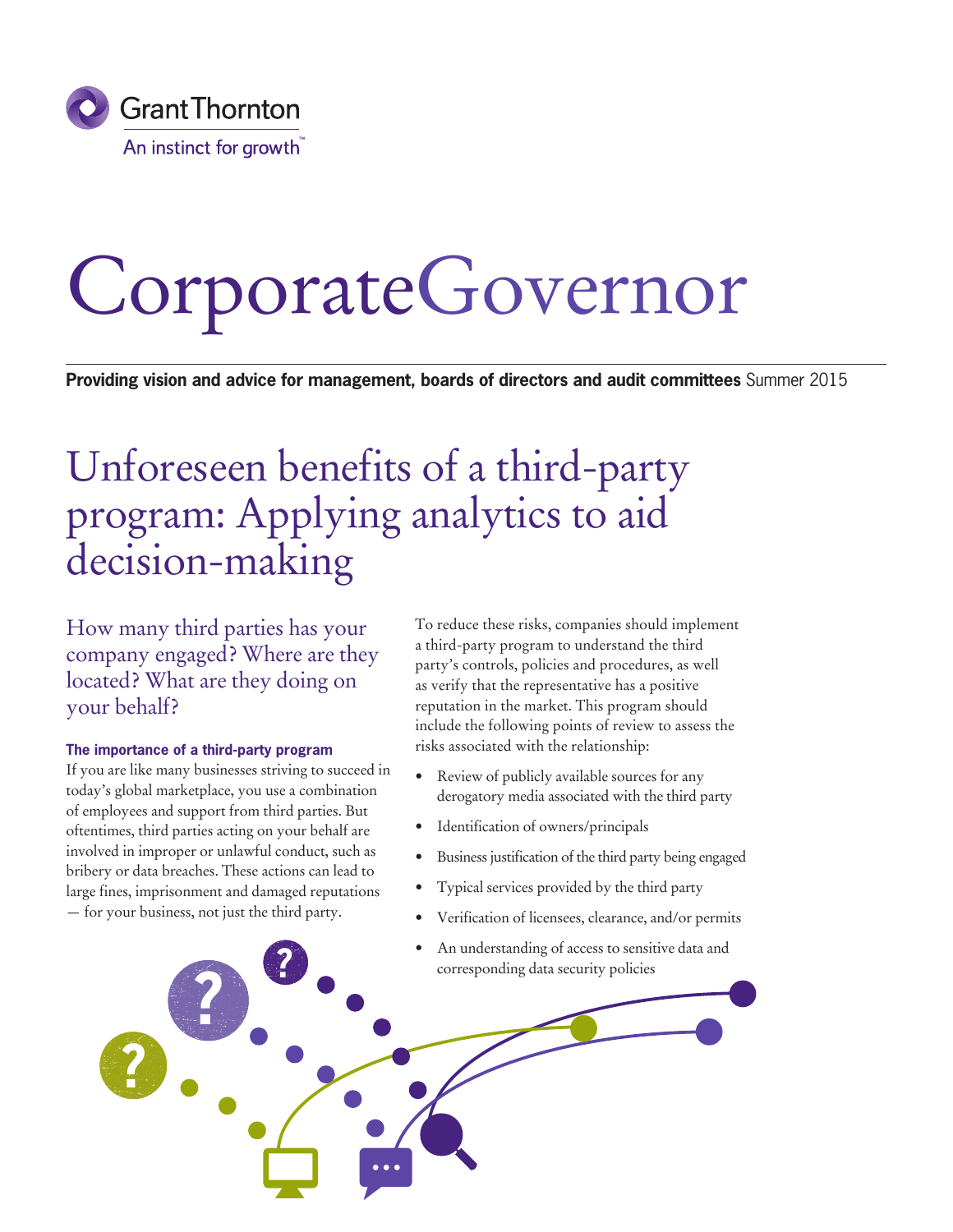Grant Thornton
An instinct for growth™

# CorporateGovernor

**Providing vision and advice for management, boards of directors and audit committees** Summer 2015

## Unforeseen benefits of a third-party program: Applying analytics to aid decision-making

How many third parties has your company engaged? Where are they located? What are they doing on your behalf?

### The importance of a third-party program

If you are like many businesses striving to succeed in today's global marketplace, you use a combination of employees and support from third parties. But oftentimes, third parties acting on your behalf are involved in improper or unlawful conduct, such as bribery or data breaches. These actions can lead to large fines, imprisonment and damaged reputations — for your business, not just the third party.

To reduce these risks, companies should implement a third-party program to understand the third party's controls, policies and procedures, as well as verify that the representative has a positive reputation in the market. This program should include the following points of review to assess the risks associated with the relationship:

- Review of publicly available sources for any derogatory media associated with the third party
- Identification of owners/principals
- Business justification of the third party being engaged
- Typical services provided by the third party
- Verification of licensees, clearance, and/or permits
- An understanding of access to sensitive data and corresponding data security policies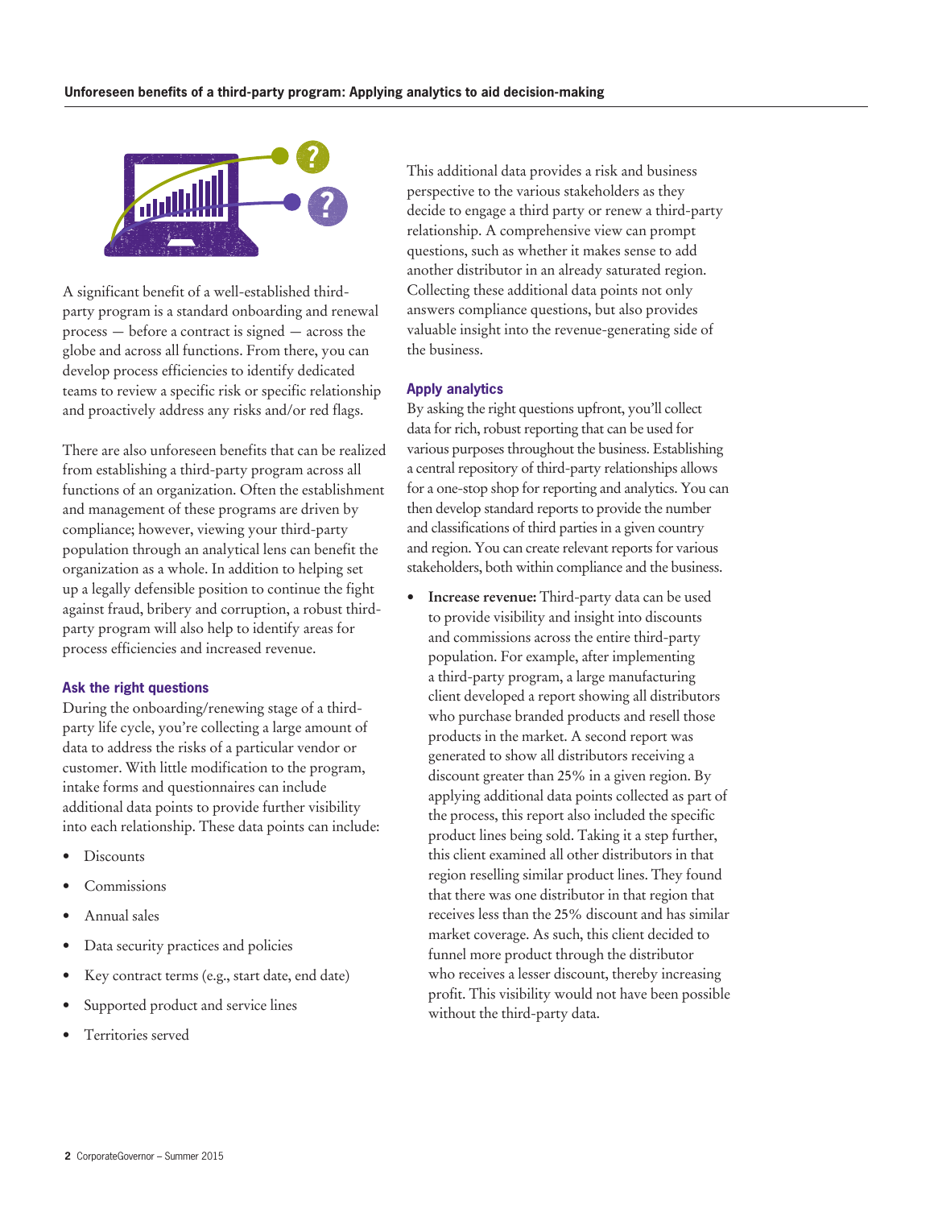A significant benefit of a well-established third-party program is a standard onboarding and renewal process — before a contract is signed — across the globe and across all functions. From there, you can develop process efficiencies to identify dedicated teams to review a specific risk or specific relationship and proactively address any risks and/or red flags.

There are also unforeseen benefits that can be realized from establishing a third-party program across all functions of an organization. Often the establishment and management of these programs are driven by compliance; however, viewing your third-party population through an analytical lens can benefit the organization as a whole. In addition to helping set up a legally defensible position to continue the fight against fraud, bribery and corruption, a robust third-party program will also help to identify areas for process efficiencies and increased revenue.

### Ask the right questions

During the onboarding/renewing stage of a third-party life cycle, you're collecting a large amount of data to address the risks of a particular vendor or customer. With little modification to the program, intake forms and questionnaires can include additional data points to provide further visibility into each relationship. These data points can include:

- Discounts
- Commissions
- Annual sales
- Data security practices and policies
- Key contract terms (e.g., start date, end date)
- Supported product and service lines
- Territories served

This additional data provides a risk and business perspective to the various stakeholders as they decide to engage a third party or renew a third-party relationship. A comprehensive view can prompt questions, such as whether it makes sense to add another distributor in an already saturated region. Collecting these additional data points not only answers compliance questions, but also provides valuable insight into the revenue-generating side of the business.

### Apply analytics

By asking the right questions upfront, you'll collect data for rich, robust reporting that can be used for various purposes throughout the business. Establishing a central repository of third-party relationships allows for a one-stop shop for reporting and analytics. You can then develop standard reports to provide the number and classifications of third parties in a given country and region. You can create relevant reports for various stakeholders, both within compliance and the business.

- **Increase revenue:** Third-party data can be used to provide visibility and insight into discounts and commissions across the entire third-party population. For example, after implementing a third-party program, a large manufacturing client developed a report showing all distributors who purchase branded products and resell those products in the market. A second report was generated to show all distributors receiving a discount greater than 25% in a given region. By applying additional data points collected as part of the process, this report also included the specific product lines being sold. Taking it a step further, this client examined all other distributors in that region reselling similar product lines. They found that there was one distributor in that region that receives less than the 25% discount and has similar market coverage. As such, this client decided to funnel more product through the distributor who receives a lesser discount, thereby increasing profit. This visibility would not have been possible without the third-party data.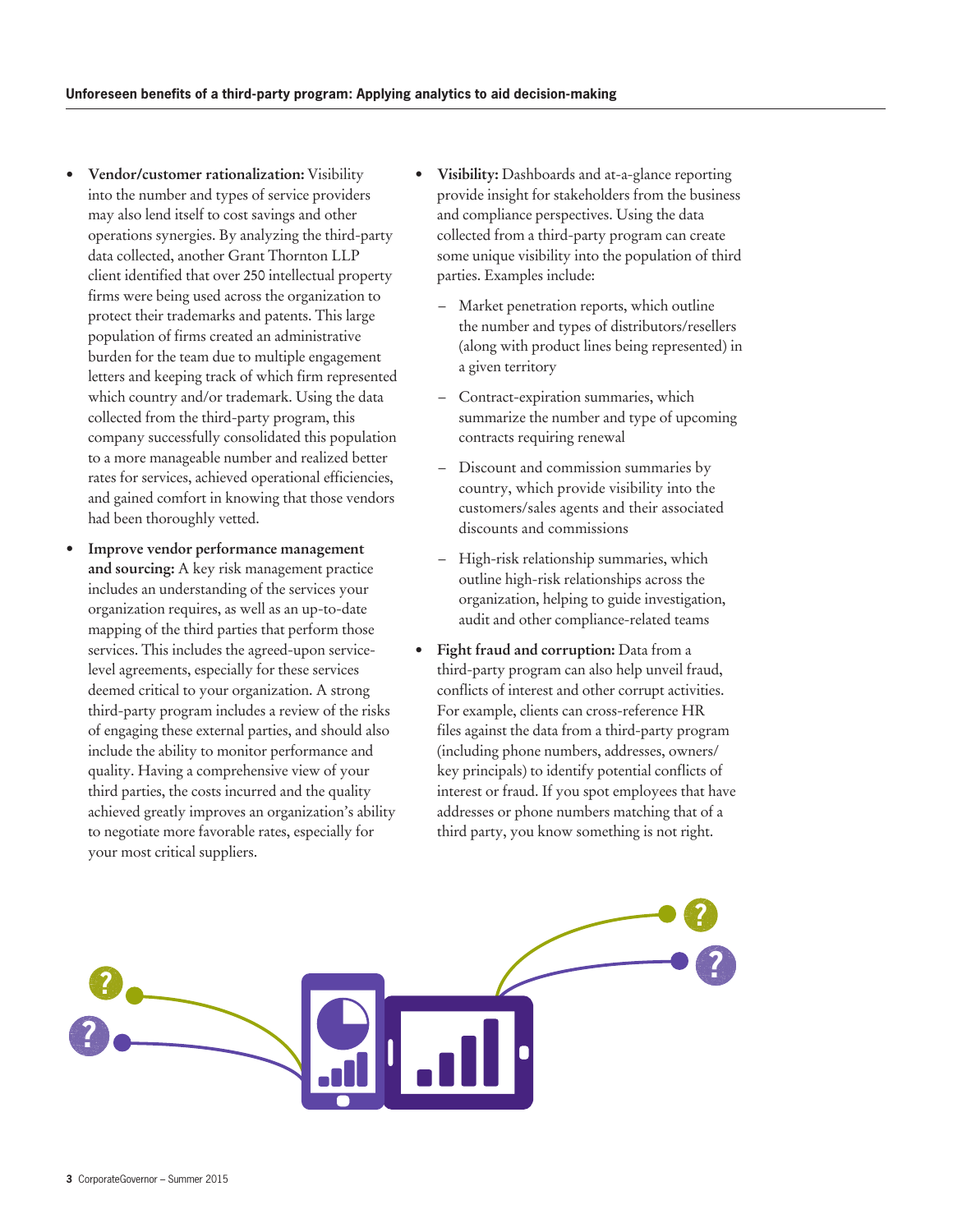- **Vendor/customer rationalization:** Visibility into the number and types of service providers may also lend itself to cost savings and other operations synergies. By analyzing the third-party data collected, another Grant Thornton LLP client identified that over 250 intellectual property firms were being used across the organization to protect their trademarks and patents. This large population of firms created an administrative burden for the team due to multiple engagement letters and keeping track of which firm represented which country and/or trademark. Using the data collected from the third-party program, this company successfully consolidated this population to a more manageable number and realized better rates for services, achieved operational efficiencies, and gained comfort in knowing that those vendors had been thoroughly vetted.
- **Improve vendor performance management and sourcing:** A key risk management practice includes an understanding of the services your organization requires, as well as an up-to-date mapping of the third parties that perform those services. This includes the agreed-upon service-level agreements, especially for these services deemed critical to your organization. A strong third-party program includes a review of the risks of engaging these external parties, and should also include the ability to monitor performance and quality. Having a comprehensive view of your third parties, the costs incurred and the quality achieved greatly improves an organization's ability to negotiate more favorable rates, especially for your most critical suppliers.
- **Visibility:** Dashboards and at-a-glance reporting provide insight for stakeholders from the business and compliance perspectives. Using the data collected from a third-party program can create some unique visibility into the population of third parties. Examples include:
  - Market penetration reports, which outline the number and types of distributors/resellers (along with product lines being represented) in a given territory
  - Contract-expiration summaries, which summarize the number and type of upcoming contracts requiring renewal
  - Discount and commission summaries by country, which provide visibility into the customers/sales agents and their associated discounts and commissions
  - High-risk relationship summaries, which outline high-risk relationships across the organization, helping to guide investigation, audit and other compliance-related teams
- **Fight fraud and corruption:** Data from a third-party program can also help unveil fraud, conflicts of interest and other corrupt activities. For example, clients can cross-reference HR files against the data from a third-party program (including phone numbers, addresses, owners/key principals) to identify potential conflicts of interest or fraud. If you spot employees that have addresses or phone numbers matching that of a third party, you know something is not right.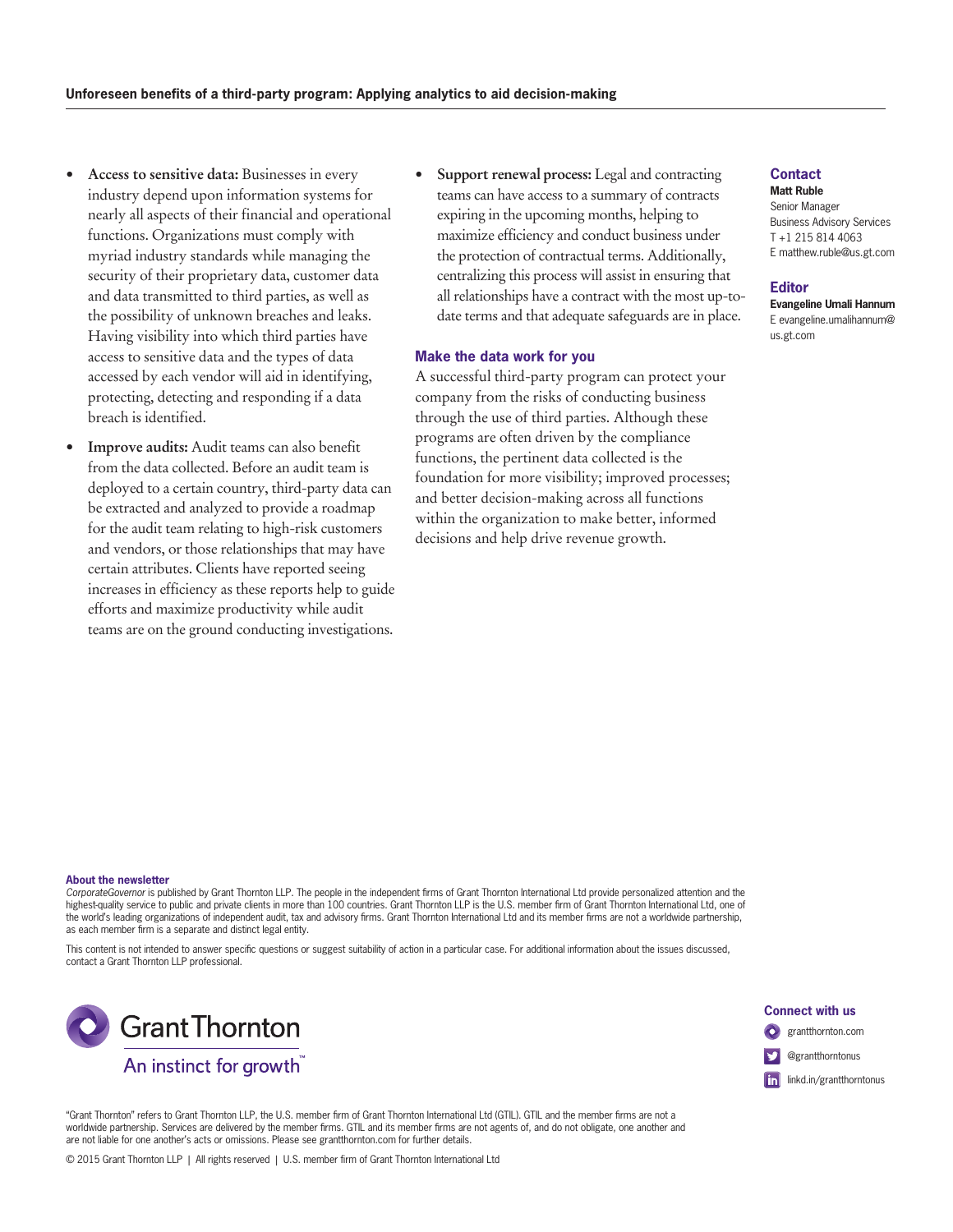- **Access to sensitive data:** Businesses in every industry depend upon information systems for nearly all aspects of their financial and operational functions. Organizations must comply with myriad industry standards while managing the security of their proprietary data, customer data and data transmitted to third parties, as well as the possibility of unknown breaches and leaks. Having visibility into which third parties have access to sensitive data and the types of data accessed by each vendor will aid in identifying, protecting, detecting and responding if a data breach is identified.
- **Improve audits:** Audit teams can also benefit from the data collected. Before an audit team is deployed to a certain country, third-party data can be extracted and analyzed to provide a roadmap for the audit team relating to high-risk customers and vendors, or those relationships that may have certain attributes. Clients have reported seeing increases in efficiency as these reports help to guide efforts and maximize productivity while audit teams are on the ground conducting investigations.
- **Support renewal process:** Legal and contracting teams can have access to a summary of contracts expiring in the upcoming months, helping to maximize efficiency and conduct business under the protection of contractual terms. Additionally, centralizing this process will assist in ensuring that all relationships have a contract with the most up-to-date terms and that adequate safeguards are in place.

## Make the data work for you

A successful third-party program can protect your company from the risks of conducting business through the use of third parties. Although these programs are often driven by the compliance functions, the pertinent data collected is the foundation for more visibility; improved processes; and better decision-making across all functions within the organization to make better, informed decisions and help drive revenue growth.

### Contact

**Matt Ruble**
Senior Manager
Business Advisory Services
T +1 215 814 4063
E matthew.ruble@us.gt.com

### Editor

**Evangeline Umali Hannum**
E evangeline.umalihannum@us.gt.com

**About the newsletter**

*CorporateGovernor* is published by Grant Thornton LLP. The people in the independent firms of Grant Thornton International Ltd provide personalized attention and the highest-quality service to public and private clients in more than 100 countries. Grant Thornton LLP is the U.S. member firm of Grant Thornton International Ltd, one of the world's leading organizations of independent audit, tax and advisory firms. Grant Thornton International Ltd and its member firms are not a worldwide partnership, as each member firm is a separate and distinct legal entity.

This content is not intended to answer specific questions or suggest suitability of action in a particular case. For additional information about the issues discussed, contact a Grant Thornton LLP professional.

Grant Thornton
An instinct for growth™

**Connect with us**

grantthornton.com
@grantthorntonus
linkd.in/grantthorntonus

"Grant Thornton" refers to Grant Thornton LLP, the U.S. member firm of Grant Thornton International Ltd (GTIL). GTIL and the member firms are not a worldwide partnership. Services are delivered by the member firms. GTIL and its member firms are not agents of, and do not obligate, one another and are not liable for one another's acts or omissions. Please see grantthornton.com for further details.

© 2015 Grant Thornton LLP | All rights reserved | U.S. member firm of Grant Thornton International Ltd